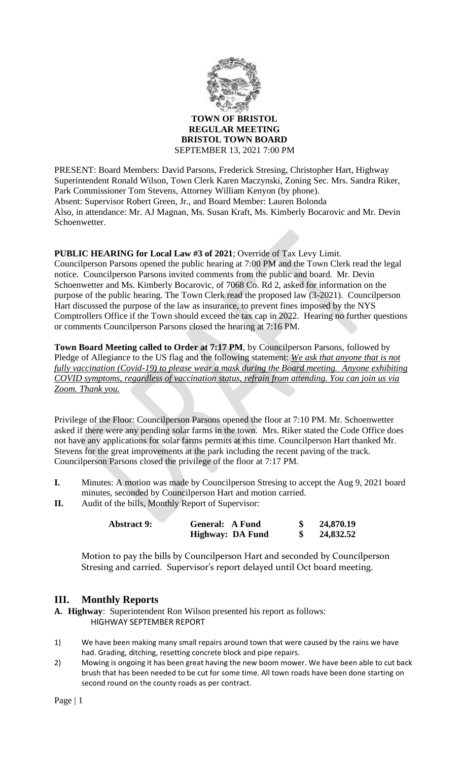**TOWN OF BRISTOL**
**REGULAR MEETING**
**BRISTOL TOWN BOARD**
SEPTEMBER 13, 2021 7:00 PM

PRESENT: Board Members: David Parsons, Frederick Stresing, Christopher Hart, Highway Superintendent Ronald Wilson, Town Clerk Karen Maczynski, Zoning Sec. Mrs. Sandra Riker, Park Commissioner Tom Stevens, Attorney William Kenyon (by phone).
Absent: Supervisor Robert Green, Jr., and Board Member: Lauren Bolonda
Also, in attendance: Mr. AJ Magnan, Ms. Susan Kraft, Ms. Kimberly Bocarovic and Mr. Devin Schoenwetter.

**PUBLIC HEARING for Local Law #3 of 2021**; Override of Tax Levy Limit.
Councilperson Parsons opened the public hearing at 7:00 PM and the Town Clerk read the legal notice. Councilperson Parsons invited comments from the public and board. Mr. Devin Schoenwetter and Ms. Kimberly Bocarovic, of 7068 Co. Rd 2, asked for information on the purpose of the public hearing. The Town Clerk read the proposed law (3-2021). Councilperson Hart discussed the purpose of the law as insurance, to prevent fines imposed by the NYS Comptrollers Office if the Town should exceed the tax cap in 2022. Hearing no further questions or comments Councilperson Parsons closed the hearing at 7:16 PM.

**Town Board Meeting called to Order at 7:17 PM**, by Councilperson Parsons, followed by Pledge of Allegiance to the US flag and the following statement: *We ask that anyone that is not fully vaccination (Covid-19) to please wear a mask during the Board meeting. Anyone exhibiting COVID symptoms, regardless of vaccination status, refrain from attending. You can join us via Zoom. Thank you.*

Privilege of the Floor: Councilperson Parsons opened the floor at 7:10 PM. Mr. Schoenwetter asked if there were any pending solar farms in the town. Mrs. Riker stated the Code Office does not have any applications for solar farms permits at this time. Councilperson Hart thanked Mr. Stevens for the great improvements at the park including the recent paving of the track. Councilperson Parsons closed the privilege of the floor at 7:17 PM.

**I.** Minutes: A motion was made by Councilperson Stresing to accept the Aug 9, 2021 board minutes, seconded by Councilperson Hart and motion carried.

**II.** Audit of the bills, Monthly Report of Supervisor:

| **Abstract 9:** | **General: A Fund** | **$** | **24,870.19** |
|---|---|---|---|
| | **Highway: DA Fund** | **$** | **24,832.52** |

Motion to pay the bills by Councilperson Hart and seconded by Councilperson Stresing and carried. Supervisor's report delayed until Oct board meeting.

## III. Monthly Reports

**A. Highway**: Superintendent Ron Wilson presented his report as follows:

HIGHWAY SEPTEMBER REPORT

1) We have been making many small repairs around town that were caused by the rains we have had. Grading, ditching, resetting concrete block and pipe repairs.
2) Mowing is ongoing it has been great having the new boom mower. We have been able to cut back brush that has been needed to be cut for some time. All town roads have been done starting on second round on the county roads as per contract.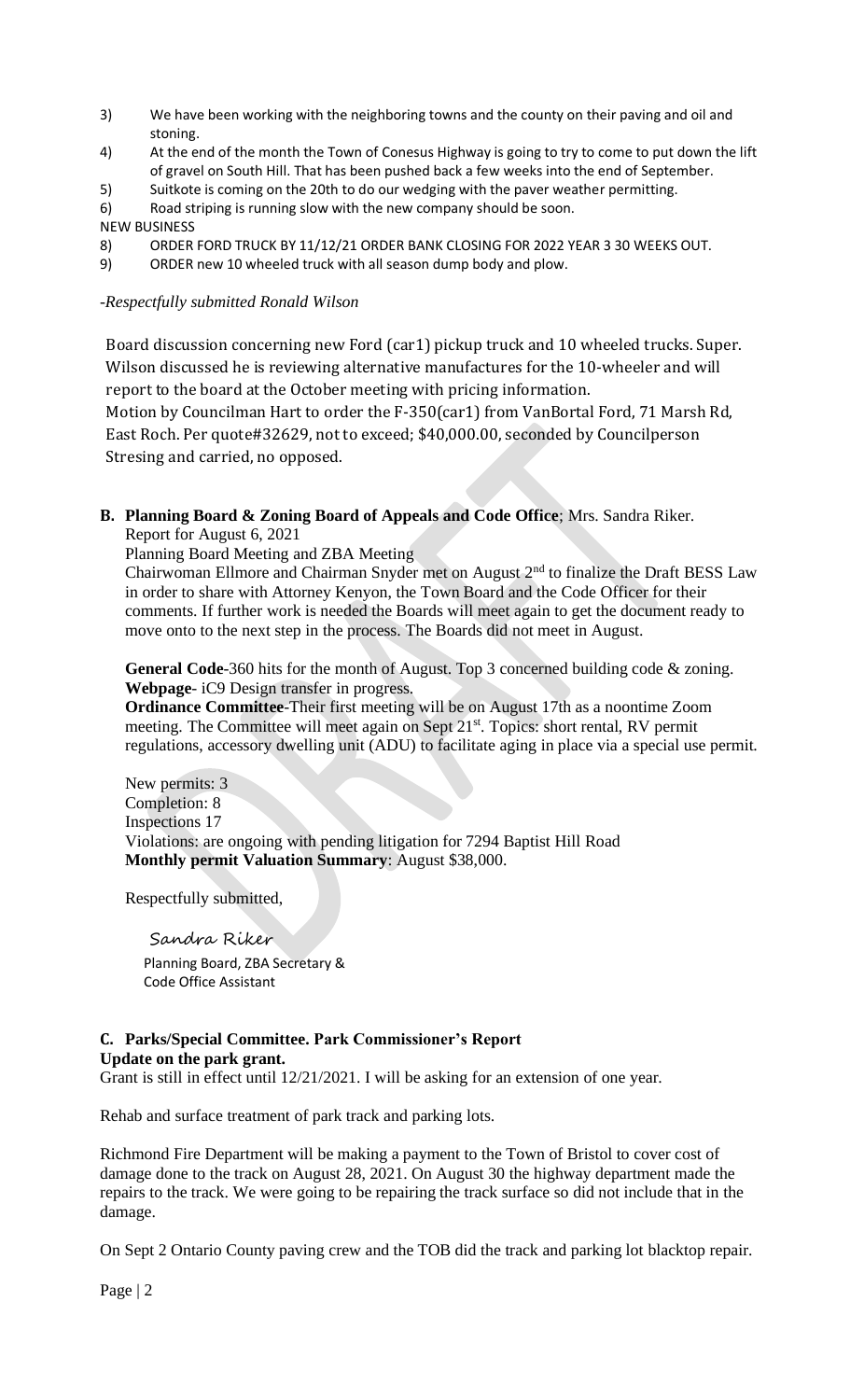3) We have been working with the neighboring towns and the county on their paving and oil and stoning.
4) At the end of the month the Town of Conesus Highway is going to try to come to put down the lift of gravel on South Hill. That has been pushed back a few weeks into the end of September.
5) Suitkote is coming on the 20th to do our wedging with the paver weather permitting.
6) Road striping is running slow with the new company should be soon.

NEW BUSINESS

8) ORDER FORD TRUCK BY 11/12/21 ORDER BANK CLOSING FOR 2022 YEAR 3 30 WEEKS OUT.
9) ORDER new 10 wheeled truck with all season dump body and plow.

*-Respectfully submitted Ronald Wilson*

Board discussion concerning new Ford (car1) pickup truck and 10 wheeled trucks. Super. Wilson discussed he is reviewing alternative manufactures for the 10-wheeler and will report to the board at the October meeting with pricing information.
Motion by Councilman Hart to order the F-350(car1) from VanBortal Ford, 71 Marsh Rd, East Roch. Per quote#32629, not to exceed; $40,000.00, seconded by Councilperson Stresing and carried, no opposed.

**B. Planning Board & Zoning Board of Appeals and Code Office**; Mrs. Sandra Riker.

Report for August 6, 2021

Planning Board Meeting and ZBA Meeting

Chairwoman Ellmore and Chairman Snyder met on August 2nd to finalize the Draft BESS Law in order to share with Attorney Kenyon, the Town Board and the Code Officer for their comments. If further work is needed the Boards will meet again to get the document ready to move onto to the next step in the process. The Boards did not meet in August.

**General Code**-360 hits for the month of August. Top 3 concerned building code & zoning.
**Webpage**- iC9 Design transfer in progress.
**Ordinance Committee**-Their first meeting will be on August 17th as a noontime Zoom meeting. The Committee will meet again on Sept 21st. Topics: short rental, RV permit regulations, accessory dwelling unit (ADU) to facilitate aging in place via a special use permit.

New permits: 3
Completion: 8
Inspections 17
Violations: are ongoing with pending litigation for 7294 Baptist Hill Road
**Monthly permit Valuation Summary**: August $38,000.

Respectfully submitted,

Sandra Riker

Planning Board, ZBA Secretary &
Code Office Assistant

**C. Parks/Special Committee. Park Commissioner's Report**

**Update on the park grant.**

Grant is still in effect until 12/21/2021. I will be asking for an extension of one year.

Rehab and surface treatment of park track and parking lots.

Richmond Fire Department will be making a payment to the Town of Bristol to cover cost of damage done to the track on August 28, 2021. On August 30 the highway department made the repairs to the track. We were going to be repairing the track surface so did not include that in the damage.

On Sept 2 Ontario County paving crew and the TOB did the track and parking lot blacktop repair.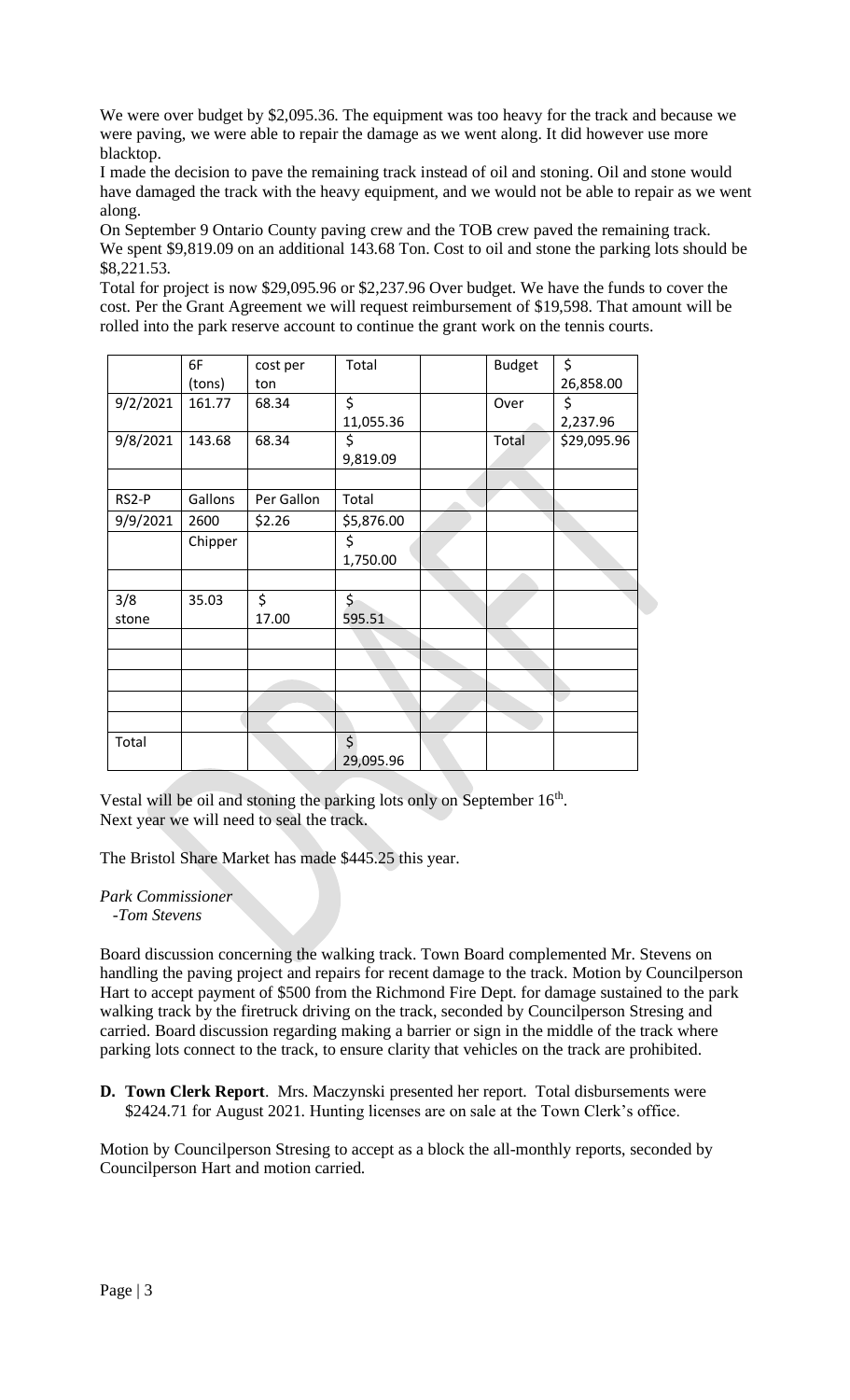We were over budget by $2,095.36. The equipment was too heavy for the track and because we were paving, we were able to repair the damage as we went along. It did however use more blacktop.

I made the decision to pave the remaining track instead of oil and stoning. Oil and stone would have damaged the track with the heavy equipment, and we would not be able to repair as we went along.

On September 9 Ontario County paving crew and the TOB crew paved the remaining track.

We spent $9,819.09 on an additional 143.68 Ton. Cost to oil and stone the parking lots should be $8,221.53.

Total for project is now $29,095.96 or $2,237.96 Over budget. We have the funds to cover the cost. Per the Grant Agreement we will request reimbursement of $19,598. That amount will be rolled into the park reserve account to continue the grant work on the tennis courts.

| | 6F (tons) | cost per ton | Total | | Budget | $ 26,858.00 |
|---|---|---|---|---|---|---|
| 9/2/2021 | 161.77 | 68.34 | $ 11,055.36 | | Over | $ 2,237.96 |
| 9/8/2021 | 143.68 | 68.34 | $ 9,819.09 | | Total | $29,095.96 |
| | | | | | | |
| RS2-P | Gallons | Per Gallon | Total | | | |
| 9/9/2021 | 2600 | $2.26 | $5,876.00 | | | |
| | Chipper | | $ 1,750.00 | | | |
| | | | | | | |
| 3/8 stone | 35.03 | $ 17.00 | $ 595.51 | | | |
| | | | | | | |
| | | | | | | |
| | | | | | | |
| | | | | | | |
| | | | | | | |
| Total | | | $ 29,095.96 | | | |

Vestal will be oil and stoning the parking lots only on September 16th.

Next year we will need to seal the track.

The Bristol Share Market has made $445.25 this year.

*Park Commissioner*
*-Tom Stevens*

Board discussion concerning the walking track. Town Board complemented Mr. Stevens on handling the paving project and repairs for recent damage to the track. Motion by Councilperson Hart to accept payment of $500 from the Richmond Fire Dept. for damage sustained to the park walking track by the firetruck driving on the track, seconded by Councilperson Stresing and carried. Board discussion regarding making a barrier or sign in the middle of the track where parking lots connect to the track, to ensure clarity that vehicles on the track are prohibited.

**D. Town Clerk Report**. Mrs. Maczynski presented her report. Total disbursements were $2424.71 for August 2021. Hunting licenses are on sale at the Town Clerk's office.

Motion by Councilperson Stresing to accept as a block the all-monthly reports, seconded by Councilperson Hart and motion carried.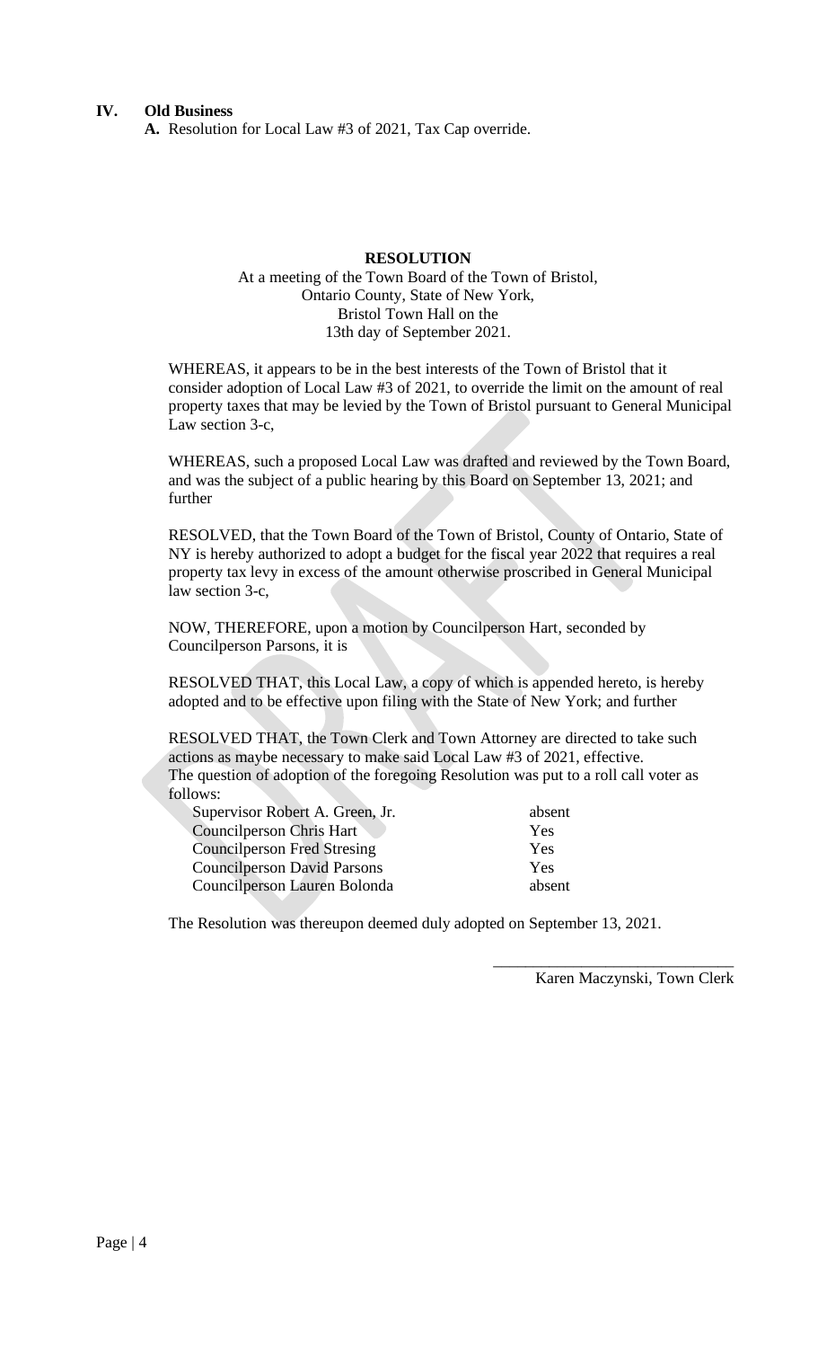**IV. Old Business**

**A.** Resolution for Local Law #3 of 2021, Tax Cap override.

**RESOLUTION**

At a meeting of the Town Board of the Town of Bristol,
Ontario County, State of New York,
Bristol Town Hall on the
13th day of September 2021.

WHEREAS, it appears to be in the best interests of the Town of Bristol that it consider adoption of Local Law #3 of 2021, to override the limit on the amount of real property taxes that may be levied by the Town of Bristol pursuant to General Municipal Law section 3-c,

WHEREAS, such a proposed Local Law was drafted and reviewed by the Town Board, and was the subject of a public hearing by this Board on September 13, 2021; and further

RESOLVED, that the Town Board of the Town of Bristol, County of Ontario, State of NY is hereby authorized to adopt a budget for the fiscal year 2022 that requires a real property tax levy in excess of the amount otherwise proscribed in General Municipal law section 3-c,

NOW, THEREFORE, upon a motion by Councilperson Hart, seconded by Councilperson Parsons, it is

RESOLVED THAT, this Local Law, a copy of which is appended hereto, is hereby adopted and to be effective upon filing with the State of New York; and further

RESOLVED THAT, the Town Clerk and Town Attorney are directed to take such actions as maybe necessary to make said Local Law #3 of 2021, effective.
The question of adoption of the foregoing Resolution was put to a roll call voter as follows:

| | |
|---|---|
| Supervisor Robert A. Green, Jr. | absent |
| Councilperson Chris Hart | Yes |
| Councilperson Fred Stresing | Yes |
| Councilperson David Parsons | Yes |
| Councilperson Lauren Bolonda | absent |

The Resolution was thereupon deemed duly adopted on September 13, 2021.

\_\_\_\_\_\_\_\_\_\_\_\_\_\_\_\_\_\_\_\_\_\_\_\_\_\_\_\_\_\_
Karen Maczynski, Town Clerk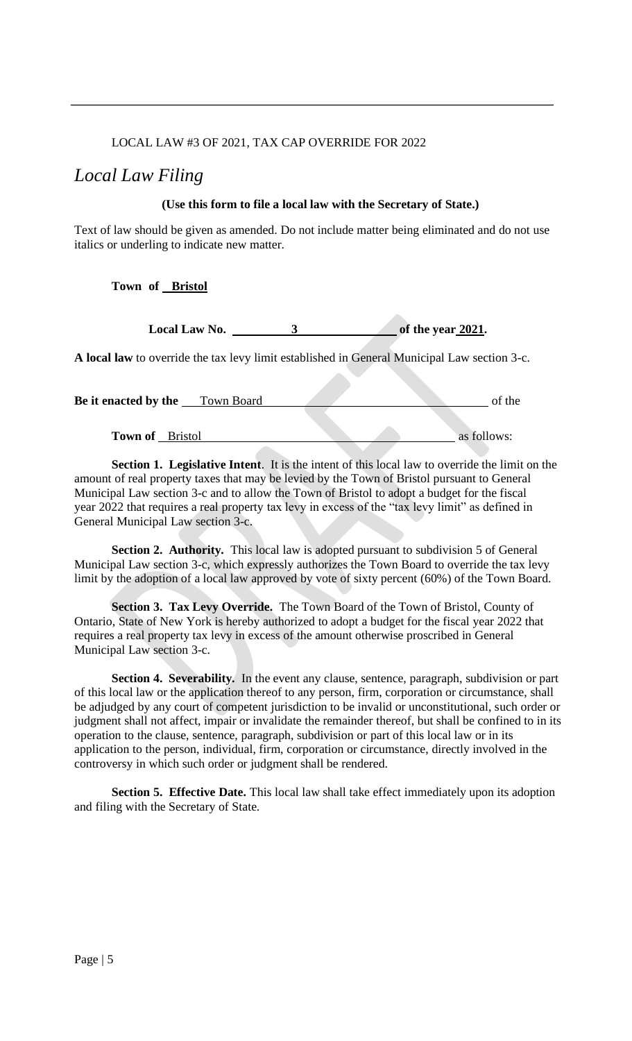LOCAL LAW #3 OF 2021, TAX CAP OVERRIDE FOR 2022

# *Local Law Filing*

**(Use this form to file a local law with the Secretary of State.)**

Text of law should be given as amended. Do not include matter being eliminated and do not use italics or underling to indicate new matter.

**Town of Bristol**

**Local Law No. 3 of the year 2021.**

**A local law** to override the tax levy limit established in General Municipal Law section 3-c.

**Be it enacted by the** Town Board of the

**Town of** Bristol as follows:

**Section 1. Legislative Intent**. It is the intent of this local law to override the limit on the amount of real property taxes that may be levied by the Town of Bristol pursuant to General Municipal Law section 3-c and to allow the Town of Bristol to adopt a budget for the fiscal year 2022 that requires a real property tax levy in excess of the "tax levy limit" as defined in General Municipal Law section 3-c.

**Section 2. Authority.** This local law is adopted pursuant to subdivision 5 of General Municipal Law section 3-c, which expressly authorizes the Town Board to override the tax levy limit by the adoption of a local law approved by vote of sixty percent (60%) of the Town Board.

**Section 3. Tax Levy Override.** The Town Board of the Town of Bristol, County of Ontario, State of New York is hereby authorized to adopt a budget for the fiscal year 2022 that requires a real property tax levy in excess of the amount otherwise proscribed in General Municipal Law section 3-c.

**Section 4. Severability.** In the event any clause, sentence, paragraph, subdivision or part of this local law or the application thereof to any person, firm, corporation or circumstance, shall be adjudged by any court of competent jurisdiction to be invalid or unconstitutional, such order or judgment shall not affect, impair or invalidate the remainder thereof, but shall be confined to in its operation to the clause, sentence, paragraph, subdivision or part of this local law or in its application to the person, individual, firm, corporation or circumstance, directly involved in the controversy in which such order or judgment shall be rendered.

**Section 5. Effective Date.** This local law shall take effect immediately upon its adoption and filing with the Secretary of State.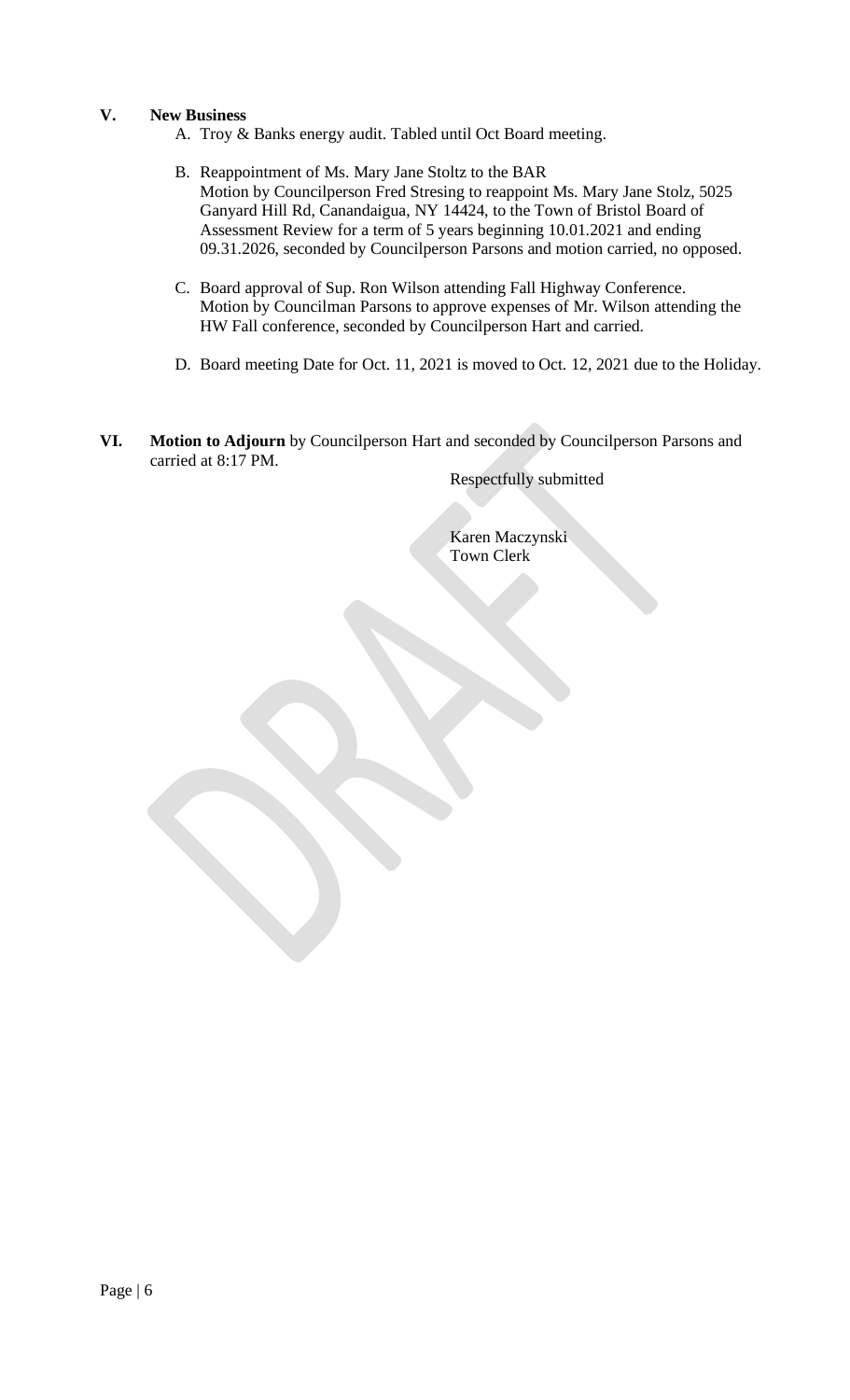## V. New Business

A. Troy & Banks energy audit. Tabled until Oct Board meeting.

B. Reappointment of Ms. Mary Jane Stoltz to the BAR
Motion by Councilperson Fred Stresing to reappoint Ms. Mary Jane Stolz, 5025 Ganyard Hill Rd, Canandaigua, NY 14424, to the Town of Bristol Board of Assessment Review for a term of 5 years beginning 10.01.2021 and ending 09.31.2026, seconded by Councilperson Parsons and motion carried, no opposed.

C. Board approval of Sup. Ron Wilson attending Fall Highway Conference.
Motion by Councilman Parsons to approve expenses of Mr. Wilson attending the HW Fall conference, seconded by Councilperson Hart and carried.

D. Board meeting Date for Oct. 11, 2021 is moved to Oct. 12, 2021 due to the Holiday.

## VI. Motion to Adjourn

**Motion to Adjourn** by Councilperson Hart and seconded by Councilperson Parsons and carried at 8:17 PM.

Respectfully submitted

Karen Maczynski
Town Clerk

DRAFT